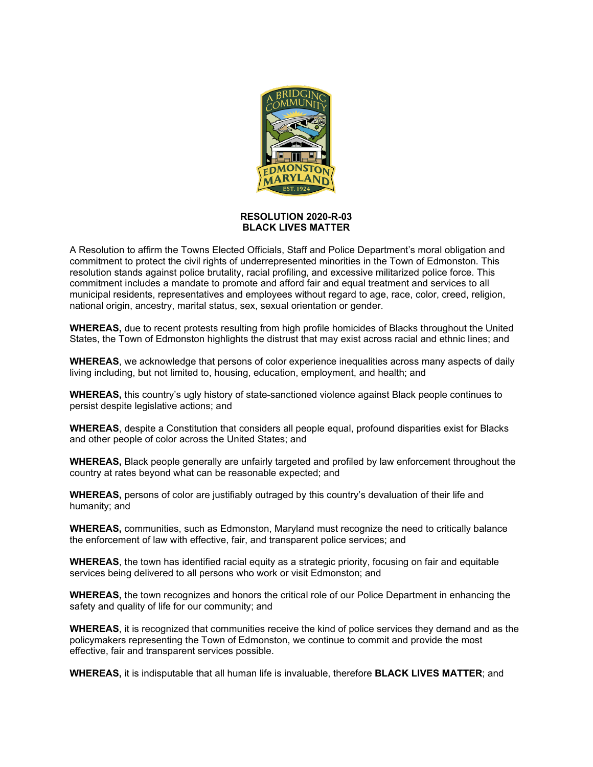# RESOLUTION 2020-R-03
# BLACK LIVES MATTER

A Resolution to affirm the Towns Elected Officials, Staff and Police Department's moral obligation and commitment to protect the civil rights of underrepresented minorities in the Town of Edmonston. This resolution stands against police brutality, racial profiling, and excessive militarized police force. This commitment includes a mandate to promote and afford fair and equal treatment and services to all municipal residents, representatives and employees without regard to age, race, color, creed, religion, national origin, ancestry, marital status, sex, sexual orientation or gender.

**WHEREAS,** due to recent protests resulting from high profile homicides of Blacks throughout the United States, the Town of Edmonston highlights the distrust that may exist across racial and ethnic lines; and

**WHEREAS**, we acknowledge that persons of color experience inequalities across many aspects of daily living including, but not limited to, housing, education, employment, and health; and

**WHEREAS,** this country's ugly history of state-sanctioned violence against Black people continues to persist despite legislative actions; and

**WHEREAS**, despite a Constitution that considers all people equal, profound disparities exist for Blacks and other people of color across the United States; and

**WHEREAS,** Black people generally are unfairly targeted and profiled by law enforcement throughout the country at rates beyond what can be reasonable expected; and

**WHEREAS,** persons of color are justifiably outraged by this country's devaluation of their life and humanity; and

**WHEREAS,** communities, such as Edmonston, Maryland must recognize the need to critically balance the enforcement of law with effective, fair, and transparent police services; and

**WHEREAS**, the town has identified racial equity as a strategic priority, focusing on fair and equitable services being delivered to all persons who work or visit Edmonston; and

**WHEREAS,** the town recognizes and honors the critical role of our Police Department in enhancing the safety and quality of life for our community; and

**WHEREAS**, it is recognized that communities receive the kind of police services they demand and as the policymakers representing the Town of Edmonston, we continue to commit and provide the most effective, fair and transparent services possible.

**WHEREAS,** it is indisputable that all human life is invaluable, therefore **BLACK LIVES MATTER**; and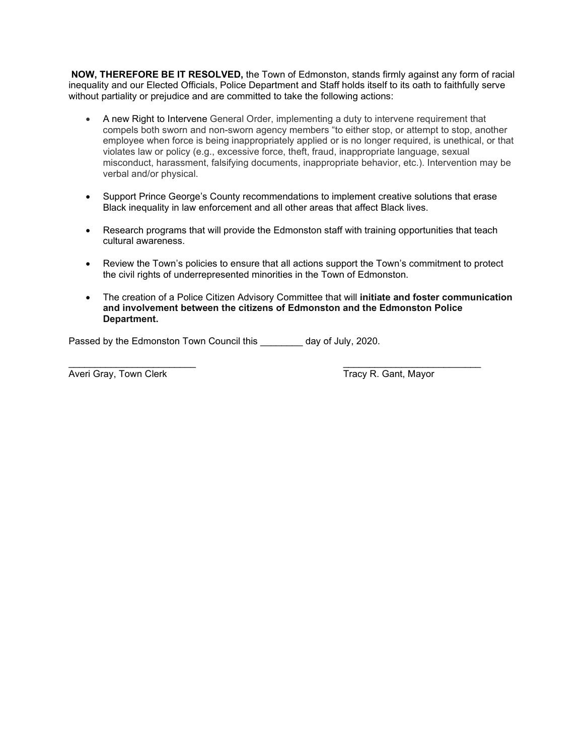**NOW, THEREFORE BE IT RESOLVED,** the Town of Edmonston, stands firmly against any form of racial inequality and our Elected Officials, Police Department and Staff holds itself to its oath to faithfully serve without partiality or prejudice and are committed to take the following actions:

- A new Right to Intervene General Order, implementing a duty to intervene requirement that compels both sworn and non-sworn agency members "to either stop, or attempt to stop, another employee when force is being inappropriately applied or is no longer required, is unethical, or that violates law or policy (e.g., excessive force, theft, fraud, inappropriate language, sexual misconduct, harassment, falsifying documents, inappropriate behavior, etc.). Intervention may be verbal and/or physical.

- Support Prince George's County recommendations to implement creative solutions that erase Black inequality in law enforcement and all other areas that affect Black lives.

- Research programs that will provide the Edmonston staff with training opportunities that teach cultural awareness.

- Review the Town's policies to ensure that all actions support the Town's commitment to protect the civil rights of underrepresented minorities in the Town of Edmonston.

- The creation of a Police Citizen Advisory Committee that will **initiate and foster communication and involvement between the citizens of Edmonston and the Edmonston Police Department.**

Passed by the Edmonston Town Council this ________ day of July, 2020.

________________________ Averi Gray, Town Clerk

__________________________ Tracy R. Gant, Mayor